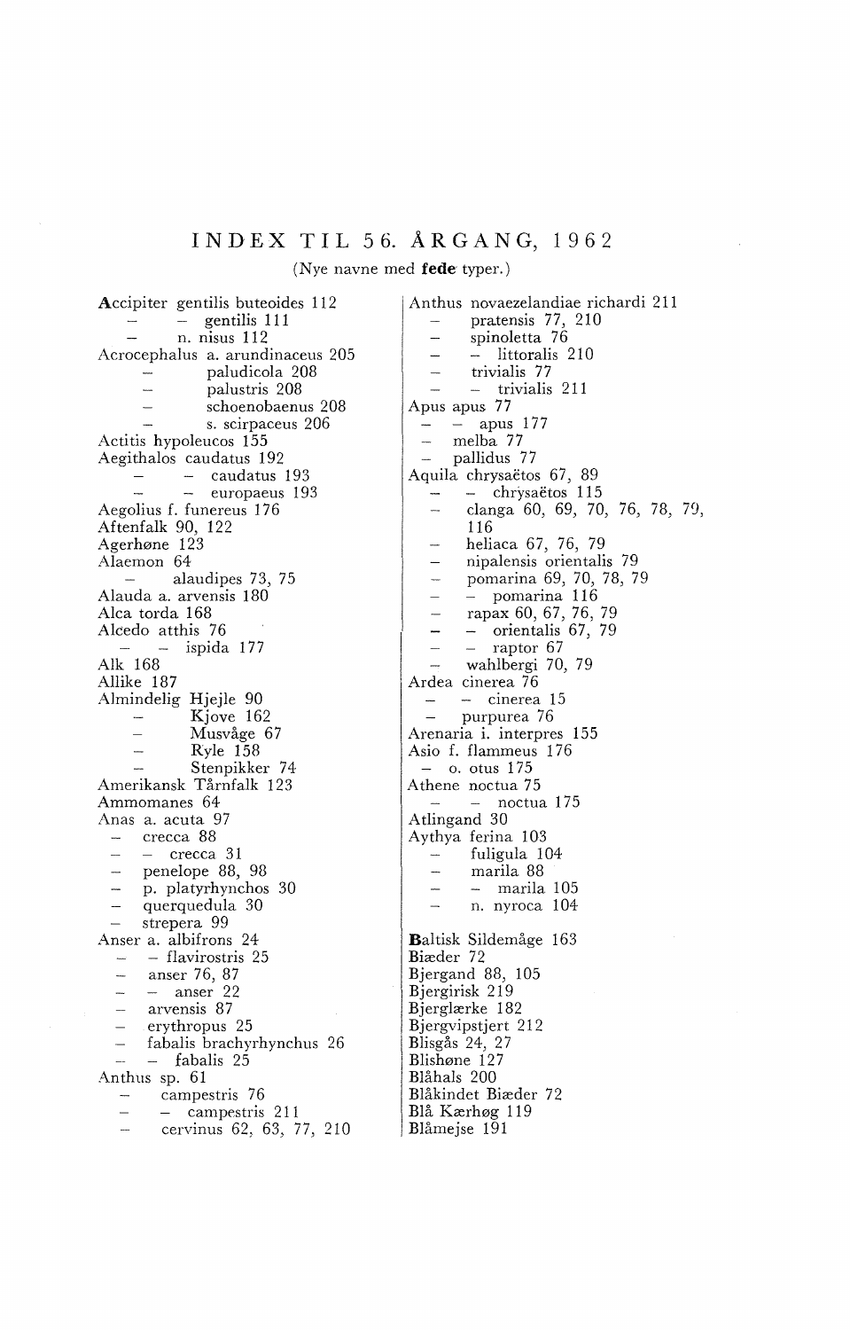# INDEX TIL 56. ÅRGANG, 1962

(Nye navne med **fede** typer.)

Accipiter gentilis buteoides 112
– – gentilis 111
– n. nisus 112
Acrocephalus a. arundinaceus 205
– paludicola 208
– palustris 208
– schoenobaenus 208
– s. scirpaceus 206
Actitis hypoleucos 155
Aegithalos caudatus 192
– – caudatus 193
– – europaeus 193
Aegolius f. funereus 176
Aftenfalk 90, 122
Agerhøne 123
Alaemon 64
– alaudipes 73, 75
Alauda a. arvensis 180
Alca torda 168
Alcedo atthis 76
– – ispida 177
Alk 168
Allike 187
Almindelig Hjejle 90
– Kjove 162
– Musvåge 67
– Ryle 158
– Stenpikker 74
Amerikansk Tårnfalk 123
Ammomanes 64
Anas a. acuta 97
– crecca 88
– – crecca 31
– penelope 88, 98
– p. platyrhynchos 30
– querquedula 30
– strepera 99
Anser a. albifrons 24
– – flavirostris 25
– anser 76, 87
– – anser 22
– arvensis 87
– erythropus 25
– fabalis brachyrhynchus 26
– – fabalis 25
Anthus sp. 61
– campestris 76
– – campestris 211
– cervinus 62, 63, 77, 210
Anthus novaezelandiae richardi 211
– pratensis 77, 210
– spinoletta 76
– – littoralis 210
– trivialis 77
– – trivialis 211
Apus apus 77
– – apus 177
– melba 77
– pallidus 77
Aquila chrysaëtos 67, 89
– – chrysaëtos 115
– clanga 60, 69, 70, 76, 78, 79, 116
– heliaca 67, 76, 79
– nipalensis orientalis 79
– pomarina 69, 70, 78, 79
– – pomarina 116
– rapax 60, 67, 76, 79
– – orientalis 67, 79
– – raptor 67
– wahlbergi 70, 79
Ardea cinerea 76
– – cinerea 15
– purpurea 76
Arenaria i. interpres 155
Asio f. flammeus 176
– o. otus 175
Athene noctua 75
– – noctua 175
Atlingand 30
Aythya ferina 103
– fuligula 104
– marila 88
– – marila 105
– n. nyroca 104

Baltisk Sildemåge 163
Biæder 72
Bjergand 88, 105
Bjergirisk 219
Bjerglærke 182
Bjergvipstjert 212
Blisgås 24, 27
Blishøne 127
Blåhals 200
Blåkindet Biæder 72
Blå Kærhøg 119
Blåmejse 191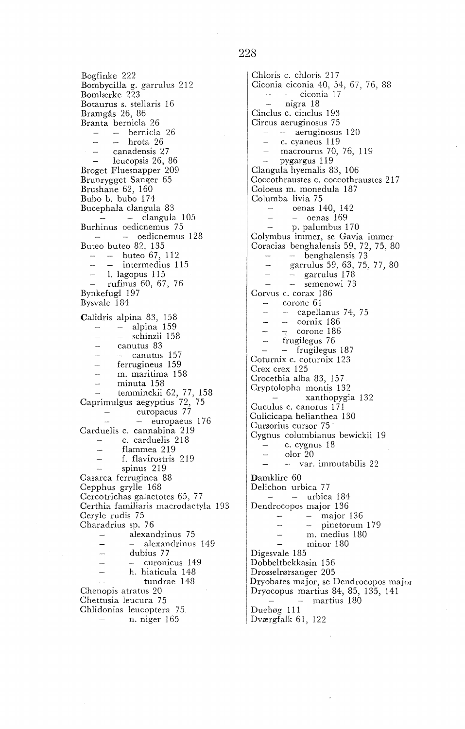Bogfinke 222
Bombycilla g. garrulus 212
Bomlærke 223
Botaurus s. stellaris 16
Bramgås 26, 86
Branta bernicla 26
– – bernicla 26
– – hrota 26
– canadensis 27
– leucopsis 26, 86
Broget Fluesnapper 209
Brunrygget Sanger 65
Brushane 62, 160
Bubo b. bubo 174
Bucephala clangula 83
– – clangula 105
Burhinus oedicnemus 75
– – oedicnemus 128
Buteo buteo 82, 135
– – buteo 67, 112
– – intermedius 115
– l. lagopus 115
– rufinus 60, 67, 76
Bynkefugl 197
Bysvale 184

Calidris alpina 83, 158
– – alpina 159
– – schinzii 158
– canutus 83
– – canutus 157
– ferrugineus 159
– m. maritima 158
– minuta 158
– temminckii 62, 77, 158
Caprimulgus aegyptius 72, 75
– europaeus 77
– – europaeus 176
Carduelis c. cannabina 219
– c. carduelis 218
– flammea 219
– f. flavirostris 219
– spinus 219
Casarca ferruginea 88
Cepphus grylle 168
Cercotrichas galactotes 65, 77
Certhia familiaris macrodactyla 193
Ceryle rudis 75
Charadrius sp. 76
– alexandrinus 75
– – alexandrinus 149
– dubius 77
– – curonicus 149
– h. hiaticula 148
– – tundrae 148
Chenopis atratus 20
Chettusia leucura 75
Chlidonias leucoptera 75
– n. niger 165

Chloris c. chloris 217
Ciconia ciconia 40, 54, 67, 76, 88
– – ciconia 17
– nigra 18
Cinclus c. cinclus 193
Circus aeruginosus 75
– – aeruginosus 120
– c. cyaneus 119
– macrourus 70, 76, 119
– pygargus 119
Clangula hyemalis 83, 106
Coccothraustes c. coccothraustes 217
Coloeus m. monedula 187
Columba livia 75
– oenas 140, 142
– – oenas 169
– p. palumbus 170
Colymbus immer, se Gavia immer
Coracias benghalensis 59, 72, 75, 80
– – benghalensis 73
– garrulus 59, 63, 75, 77, 80
– – garrulus 178
– – semenowi 73
Corvus c. corax 186
– corone 61
– – capellanus 74, 75
– – cornix 186
– – corone 186
– frugilegus 76
– – frugilegus 187
Coturnix c. coturnix 123
Crex crex 125
Crocethia alba 83, 157
Cryptolopha montis 132
– xanthopygia 132
Cuculus c. canorus 171
Culicicapa helianthea 130
Cursorius cursor 75
Cygnus columbianus bewickii 19
– c. cygnus 18
– olor 20
– – var. immutabilis 22

Damklire 60
Delichon urbica 77
– – urbica 184
Dendrocopos major 136
– – major 136
– – pinetorum 179
– m. medius 180
– minor 180
Digesvale 185
Dobbeltbekkasin 156
Drosselrørsanger 205
Dryobates major, se Dendrocopos major
Dryocopus martius 84, 85, 135, 141
– – martius 180
Duehøg 111
Dværgfalk 61, 122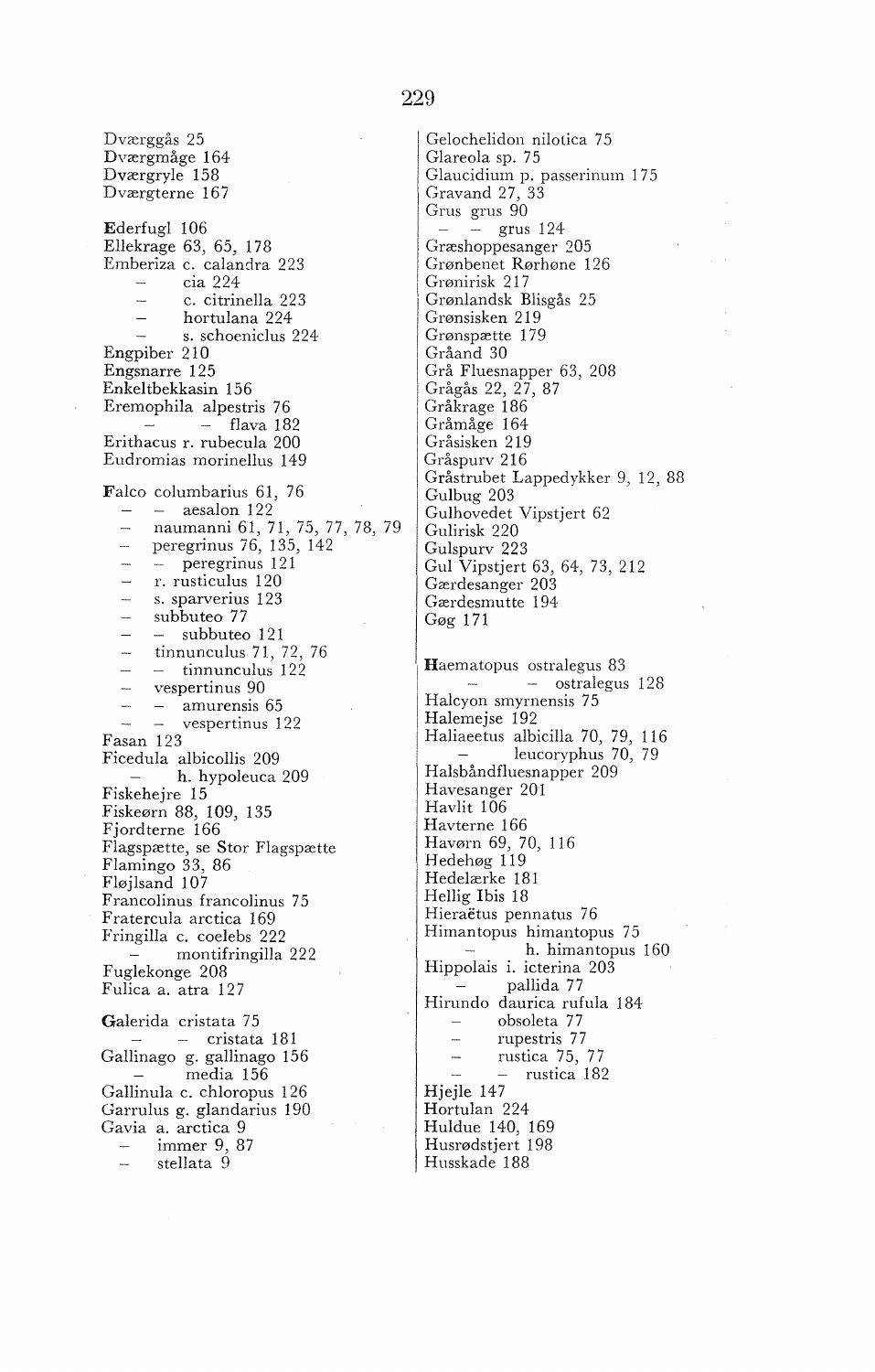Dværggås 25
Dværgmåge 164
Dværgryle 158
Dværgterne 167

**E**derfugl 106
Ellekrage 63, 65, 178
Emberiza c. calandra 223
– cia 224
– c. citrinella 223
– hortulana 224
– s. schoeniclus 224
Engpiber 210
Engsnarre 125
Enkeltbekkasin 156
Eremophila alpestris 76
– – flava 182
Erithacus r. rubecula 200
Eudromias morinellus 149

**F**alco columbarius 61, 76
– – aesalon 122
– naumanni 61, 71, 75, 77, 78, 79
– peregrinus 76, 135, 142
– – peregrinus 121
– r. rusticulus 120
– s. sparverius 123
– subbuteo 77
– – subbuteo 121
– tinnunculus 71, 72, 76
– – tinnunculus 122
– vespertinus 90
– – amurensis 65
– – vespertinus 122
Fasan 123
Ficedula albicollis 209
– h. hypoleuca 209
Fiskehejre 15
Fiskeørn 88, 109, 135
Fjordterne 166
Flagspætte, se Stor Flagspætte
Flamingo 33, 86
Fløjlsand 107
Francolinus francolinus 75
Fratercula arctica 169
Fringilla c. coelebs 222
– montifringilla 222
Fuglekonge 208
Fulica a. atra 127

**G**alerida cristata 75
– – cristata 181
Gallinago g. gallinago 156
– media 156
Gallinula c. chloropus 126
Garrulus g. glandarius 190
Gavia a. arctica 9
– immer 9, 87
– stellata 9

Gelochelidon nilotica 75
Glareola sp. 75
Glaucidium p. passerinum 175
Gravand 27, 33
Grus grus 90
– – grus 124
Græshoppesanger 205
Grønbenet Rørhøne 126
Grønirisk 217
Grønlandsk Blisgås 25
Grønsisken 219
Grønspætte 179
Gråand 30
Grå Fluesnapper 63, 208
Grågås 22, 27, 87
Gråkrage 186
Gråmåge 164
Gråsisken 219
Gråspurv 216
Gråstrubet Lappedykker 9, 12, 88
Gulbug 203
Gulhovedet Vipstjert 62
Gulirisk 220
Gulspurv 223
Gul Vipstjert 63, 64, 73, 212
Gærdesanger 203
Gærdesmutte 194
Gøg 171

**H**aematopus ostralegus 83
– – ostralegus 128
Halcyon smyrnensis 75
Halemejse 192
Haliaeetus albicilla 70, 79, 116
– leucoryphus 70, 79
Halsbåndfluesnapper 209
Havesanger 201
Havlit 106
Havterne 166
Havørn 69, 70, 116
Hedehøg 119
Hedelærke 181
Hellig Ibis 18
Hieraëtus pennatus 76
Himantopus himantopus 75
– h. himantopus 160
Hippolais i. icterina 203
– pallida 77
Hirundo daurica rufula 184
– obsoleta 77
– rupestris 77
– rustica 75, 77
– – rustica 182
Hjejle 147
Hortulan 224
Huldue 140, 169
Husrødstjert 198
Husskade 188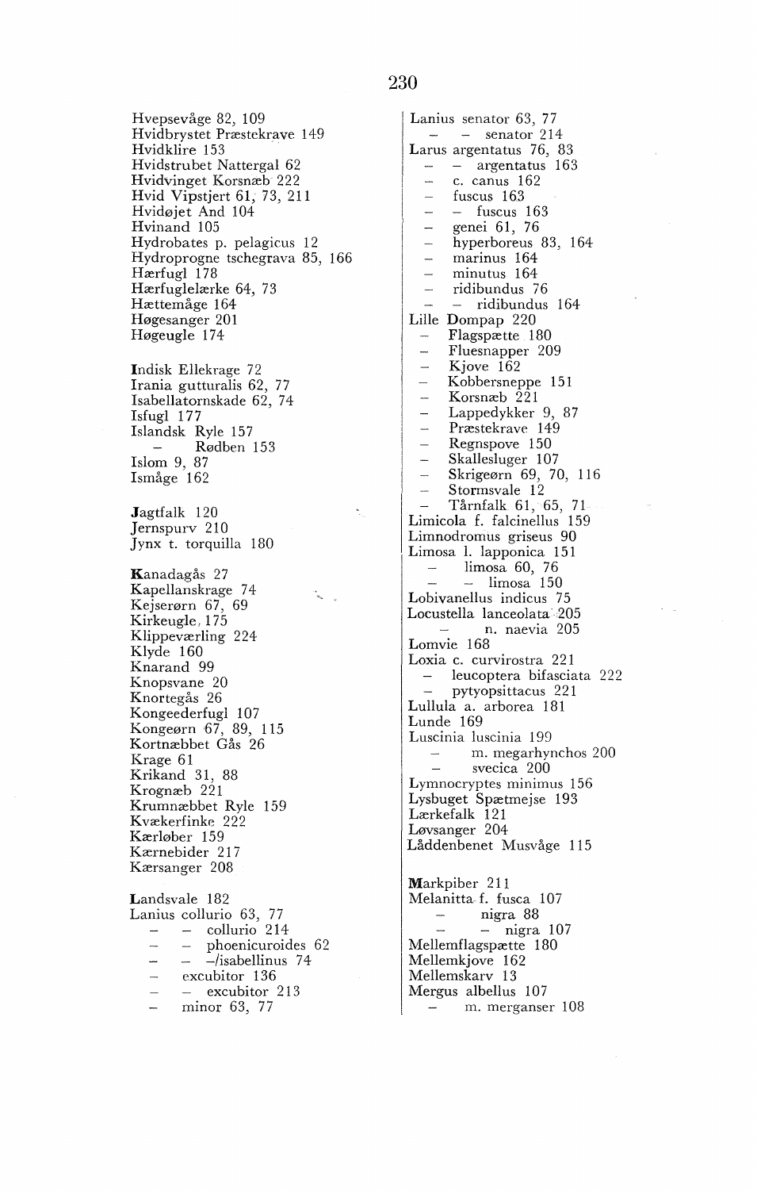Hvepsevåge 82, 109
Hvidbrystet Præstekrave 149
Hvidklire 153
Hvidstrubet Nattergal 62
Hvidvinget Korsnæb 222
Hvid Vipstjert 61, 73, 211
Hvidøjet And 104
Hvinand 105
Hydrobates p. pelagicus 12
Hydroprogne tschegrava 85, 166
Hærfugl 178
Hærfuglelærke 64, 73
Hættemåge 164
Høgesanger 201
Høgeugle 174

Indisk Ellekrage 72
Irania gutturalis 62, 77
Isabellatornskade 62, 74
Isfugl 177
Islandsk Ryle 157
– Rødben 153
Islom 9, 87
Ismåge 162

Jagtfalk 120
Jernspurv 210
Jynx t. torquilla 180

Kanadagås 27
Kapellanskrage 74
Kejserørn 67, 69
Kirkeugle 175
Klippeværling 224
Klyde 160
Knarand 99
Knopsvane 20
Knortegås 26
Kongeederfugl 107
Kongeørn 67, 89, 115
Kortnæbbet Gås 26
Krage 61
Krikand 31, 88
Krognæb 221
Krumnæbbet Ryle 159
Kvækerfinke 222
Kærløber 159
Kærnebider 217
Kærsanger 208

Landsvale 182
Lanius collurio 63, 77
– – collurio 214
– – phoenicuroides 62
– – –/isabellinus 74
– excubitor 136
– – excubitor 213
– minor 63, 77
Lanius senator 63, 77
– – senator 214
Larus argentatus 76, 83
– – argentatus 163
– c. canus 162
– fuscus 163
– – fuscus 163
– genei 61, 76
– hyperboreus 83, 164
– marinus 164
– minutus 164
– ridibundus 76
– – ridibundus 164
Lille Dompap 220
– Flagspætte 180
– Fluesnapper 209
– Kjove 162
– Kobbersneppe 151
– Korsnæb 221
– Lappedykker 9, 87
– Præstekrave 149
– Regnspove 150
– Skallesluger 107
– Skrigeørn 69, 70, 116
– Stormsvale 12
– Tårnfalk 61, 65, 71
Limicola f. falcinellus 159
Limnodromus griseus 90
Limosa l. lapponica 151
– limosa 60, 76
– – limosa 150
Lobivanellus indicus 75
Locustella lanceolata 205
– n. naevia 205
Lomvie 168
Loxia c. curvirostra 221
– leucoptera bifasciata 222
– pytyopsittacus 221
Lullula a. arborea 181
Lunde 169
Luscinia luscinia 199
– m. megarhynchos 200
– svecica 200
Lymnocryptes minimus 156
Lysbuget Spætmejse 193
Lærkefalk 121
Løvsanger 204
Lådden­benet Musvåge 115

Markpiber 211
Melanitta f. fusca 107
– nigra 88
– – nigra 107
Mellemflagspætte 180
Mellemkjove 162
Mellemskarv 13
Mergus albellus 107
– m. merganser 108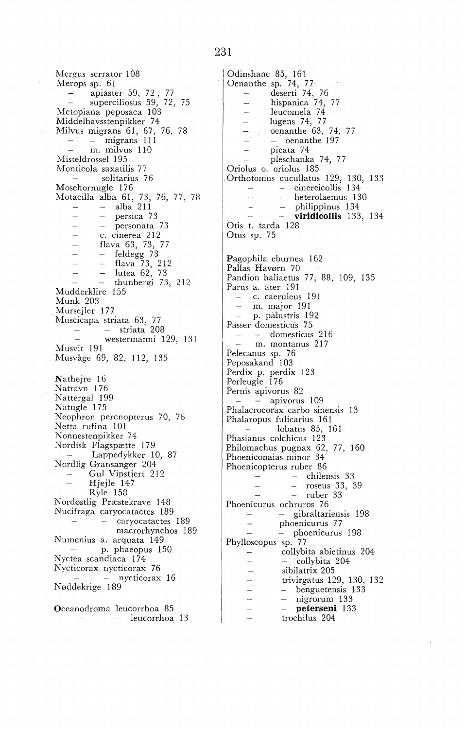Mergus serrator 108
Merops sp. 61
– apiaster 59, 72, 77
– superciliosus 59, 72, 75
Metopiana peposaca 103
Middelhavsstenpikker 74
Milvus migrans 61, 67, 76, 78
– – migrans 111
– m. milvus 110
Misteldrossel 195
Monticola saxatilis 77
– solitarius 76
Mosehornugle 176
Motacilla alba 61, 73, 76, 77, 78
– – alba 211
– – persica 73
– – personata 73
– c. cinerea 212
– flava 63, 73, 77
– – feldegg 73
– – flava 73, 212
– – lutea 62, 73
– – thunbergi 73, 212
Mudderklire 155
Munk 203
Mursejler 177
Muscicapa striata 63, 77
– – striata 208
– westermanni 129, 131
Musvit 191
Musvåge 69, 82, 112, 135

**N**athejre 16
Natravn 176
Nattergal 199
Natugle 175
Neophron percnopterus 70, 76
Netta rufina 101
Nonnestenpikker 74
Nordisk Flagspætte 179
– Lappedykker 10, 87
Nordlig Gransanger 204
– Gul Vipstjert 212
– Hjejle 147
– Ryle 158
Nordøstlig Præstekrave 148
Nucifraga caryocatactes 189
– – caryocatactes 189
– – macrorhynchos 189
Numenius a. arquata 149
– p. phaeopus 150
Nyctea scandiaca 174
Nycticorax nycticorax 76
– – nycticorax 16
Nøddekrige 189

**O**ceanodroma leucorrhoa 85
– – leucorrhoa 13

Odinshane 85, 161
Oenanthe sp. 74, 77
– deserti 74, 76
– hispanica 74, 77
– leucomela 74
– lugens 74, 77
– oenanthe 63, 74, 77
– – oenanthe 197
– picata 74
– pleschanka 74, 77
Oriolus o. oriolus 185
Orthotomus cucullatus 129, 130, 133
– – cinereicollis 134
– – heterolaemus 130
– – philippinus 134
– – **viridicollis** 133, 134
Otis t. tarda 128
Otus sp. 75

**P**agophila eburnea 162
Pallas Havørn 70
Pandion haliaetus 77, 88, 109, 135
Parus a. ater 191
– c. caeruleus 191
– m. major 191
– p. palustris 192
Passer domesticus 75
– – domesticus 216
– m. montanus 217
Pelecanus sp. 76
Peposakand 103
Perdix p. perdix 123
Perleugle 176
Pernis apivorus 82
– – apivorus 109
Phalacrocorax carbo sinensis 13
Phalaropus fulicarius 161
– lobatus 85, 161
Phasianus colchicus 123
Philomachus pugnax 62, 77, 160
Phoeniconaias minor 34
Phoenicopterus ruber 86
– – chilensis 33
– – roseus 33, 39
– – ruber 33
Phoenicurus ochruros 76
– – gibraltariensis 198
– phoenicurus 77
– – phoenicurus 198
Phylloscopus sp. 77
– collybita abietinus 204
– – collybita 204
– sibilatrix 205
– trivirgatus 129, 130, 132
– – benguetensis 133
– – nigrorum 133
– – **peterseni** 133
– trochilus 204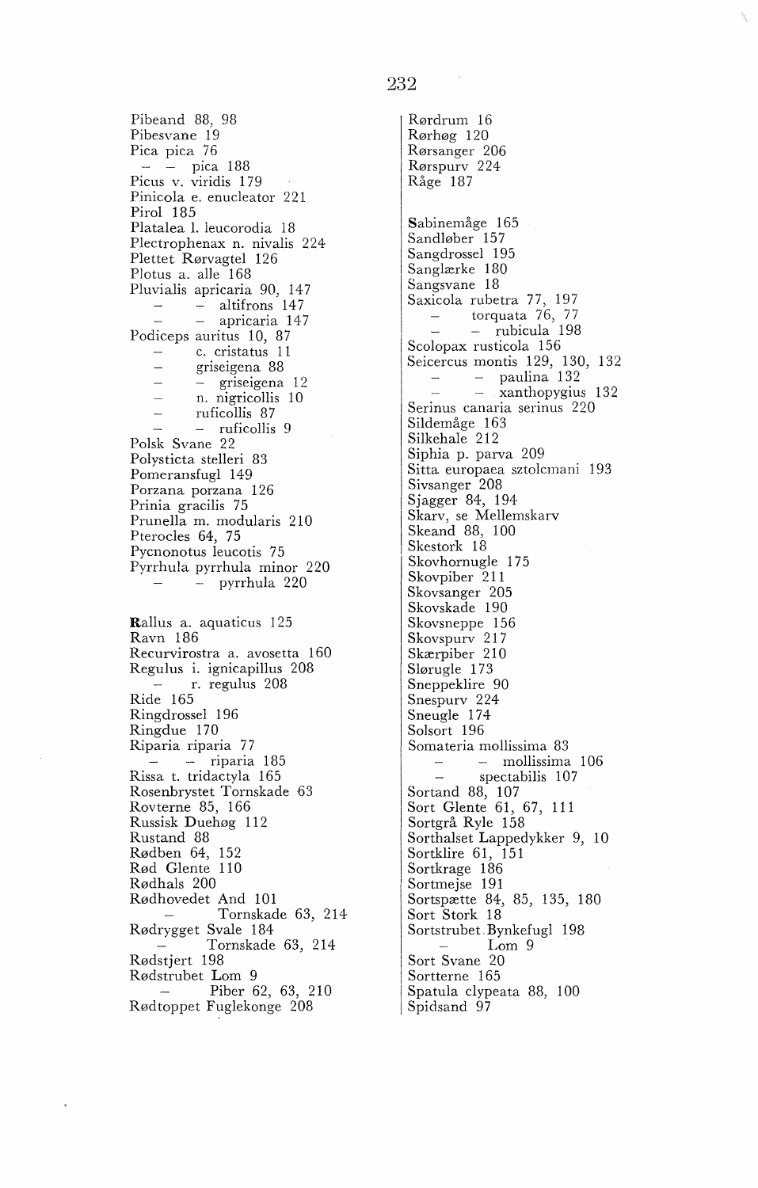Pibeand 88, 98
Pibesvane 19
Pica pica 76
– – pica 188
Picus v. viridis 179
Pinicola e. enucleator 221
Pirol 185
Platalea l. leucorodia 18
Plectrophenax n. nivalis 224
Plettet Rørvagtel 126
Plotus a. alle 168
Pluvialis apricaria 90, 147
– – altifrons 147
– – apricaria 147
Podiceps auritus 10, 87
– c. cristatus 11
– griseigena 88
– – griseigena 12
– n. nigricollis 10
– ruficollis 87
– – ruficollis 9
Polsk Svane 22
Polysticta stelleri 83
Pomeransfugl 149
Porzana porzana 126
Prinia gracilis 75
Prunella m. modularis 210
Pterocles 64, 75
Pycnonotus leucotis 75
Pyrrhula pyrrhula minor 220
– – pyrrhula 220

**R**allus a. aquaticus 125
Ravn 186
Recurvirostra a. avosetta 160
Regulus i. ignicapillus 208
– r. regulus 208
Ride 165
Ringdrossel 196
Ringdue 170
Riparia riparia 77
– – riparia 185
Rissa t. tridactyla 165
Rosenbrystet Tornskade 63
Rovterne 85, 166
Russisk Duehøg 112
Rustand 88
Rødben 64, 152
Rød Glente 110
Rødhals 200
Rødhovedet And 101
– Tornskade 63, 214
Rødrygget Svale 184
– Tornskade 63, 214
Rødstjert 198
Rødstrubet Lom 9
– Piber 62, 63, 210
Rødtoppet Fuglekonge 208

Rørdrum 16
Rørhøg 120
Rørsanger 206
Rørspurv 224
Råge 187

**S**abinemåge 165
Sandløber 157
Sangdrossel 195
Sanglærke 180
Sangsvane 18
Saxicola rubetra 77, 197
– torquata 76, 77
– – rubicula 198
Scolopax rusticola 156
Seicercus montis 129, 130, 132
– – paulina 132
– – xanthopygius 132
Serinus canaria serinus 220
Sildemåge 163
Silkehale 212
Siphia p. parva 209
Sitta europaea sztolcmani 193
Sivsanger 208
Sjagger 84, 194
Skarv, se Mellemskarv
Skeand 88, 100
Skestork 18
Skovhornugle 175
Skovpiber 211
Skovsanger 205
Skovskade 190
Skovsneppe 156
Skovspurv 217
Skærpiber 210
Slørugle 173
Sneppeklire 90
Snespurv 224
Sneugle 174
Solsort 196
Somateria mollissima 83
– – mollissima 106
– spectabilis 107
Sortand 88, 107
Sort Glente 61, 67, 111
Sortgrå Ryle 158
Sorthalset Lappedykker 9, 10
Sortklire 61, 151
Sortkrage 186
Sortmejse 191
Sortspætte 84, 85, 135, 180
Sort Stork 18
Sortstrubet Bynkefugl 198
– Lom 9
Sort Svane 20
Sortterne 165
Spatula clypeata 88, 100
Spidsand 97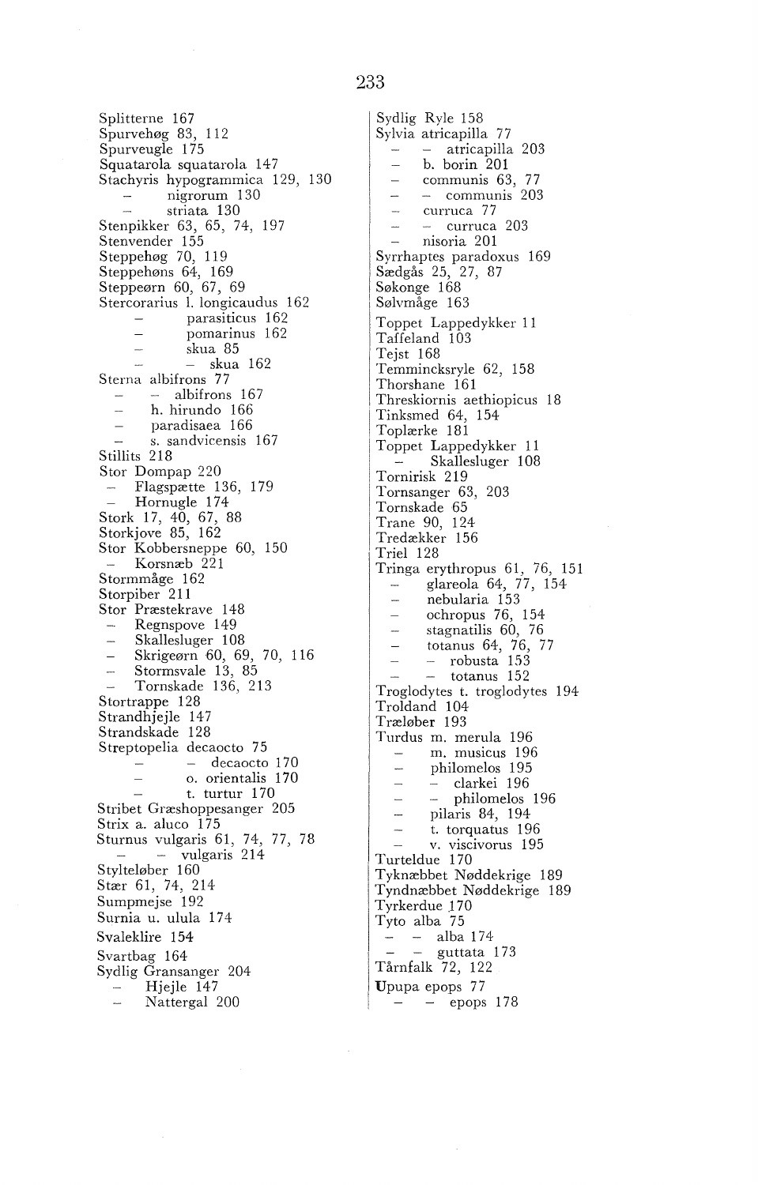Splitterne 167
Spurvehøg 83, 112
Spurveugle 175
Squatarola squatarola 147
Stachyris hypogrammica 129, 130
– nigrorum 130
– striata 130
Stenpikker 63, 65, 74, 197
Stenvender 155
Steppehøg 70, 119
Steppehøns 64, 169
Steppeørn 60, 67, 69
Stercorarius l. longicaudus 162
– parasiticus 162
– pomarinus 162
– skua 85
– – skua 162
Sterna albifrons 77
– – albifrons 167
– h. hirundo 166
– paradisaea 166
– s. sandvicensis 167
Stillits 218
Stor Dompap 220
– Flagspætte 136, 179
– Hornugle 174
Stork 17, 40, 67, 88
Storkjove 85, 162
Stor Kobbersneppe 60, 150
– Korsnæb 221
Stormmåge 162
Storpiber 211
Stor Præstekrave 148
– Regnspove 149
– Skallesluger 108
– Skrigeørn 60, 69, 70, 116
– Stormsvale 13, 85
– Tornskade 136, 213
Stortrappe 128
Strandhjejle 147
Strandskade 128
Streptopelia decaocto 75
– – decaocto 170
– o. orientalis 170
– t. turtur 170
Stribet Græshoppesanger 205
Strix a. aluco 175
Sturnus vulgaris 61, 74, 77, 78
– – vulgaris 214
Stylteløber 160
Stær 61, 74, 214
Sumpmejse 192
Surnia u. ulula 174
Svaleklire 154
Svartbag 164
Sydlig Gransanger 204
– Hjejle 147
– Nattergal 200
Sydlig Ryle 158
Sylvia atricapilla 77
– – atricapilla 203
– b. borin 201
– communis 63, 77
– – communis 203
– curruca 77
– – curruca 203
– nisoria 201
Syrrhaptes paradoxus 169
Sædgås 25, 27, 87
Søkonge 168
Sølvmåge 163
Toppet Lappedykker 11
Taffeland 103
Tejst 168
Temmincksryle 62, 158
Thorshane 161
Threskiornis aethiopicus 18
Tinksmed 64, 154
Toplærke 181
Toppet Lappedykker 11
– Skallesluger 108
Tornirisk 219
Tornsanger 63, 203
Tornskade 65
Trane 90, 124
Tredækker 156
Triel 128
Tringa erythropus 61, 76, 151
– glareola 64, 77, 154
– nebularia 153
– ochropus 76, 154
– stagnatilis 60, 76
– totanus 64, 76, 77
– – robusta 153
– – totanus 152
Troglodytes t. troglodytes 194
Troldand 104
Træløber 193
Turdus m. merula 196
– m. musicus 196
– philomelos 195
– – clarkei 196
– – philomelos 196
– pilaris 84, 194
– t. torquatus 196
– v. viscivorus 195
Turteldue 170
Tyknæbbet Nøddekrige 189
Tyndnæbbet Nøddekrige 189
Tyrkerdue 170
Tyto alba 75
– – alba 174
– – guttata 173
Tårnfalk 72, 122
Upupa epops 77
– – epops 178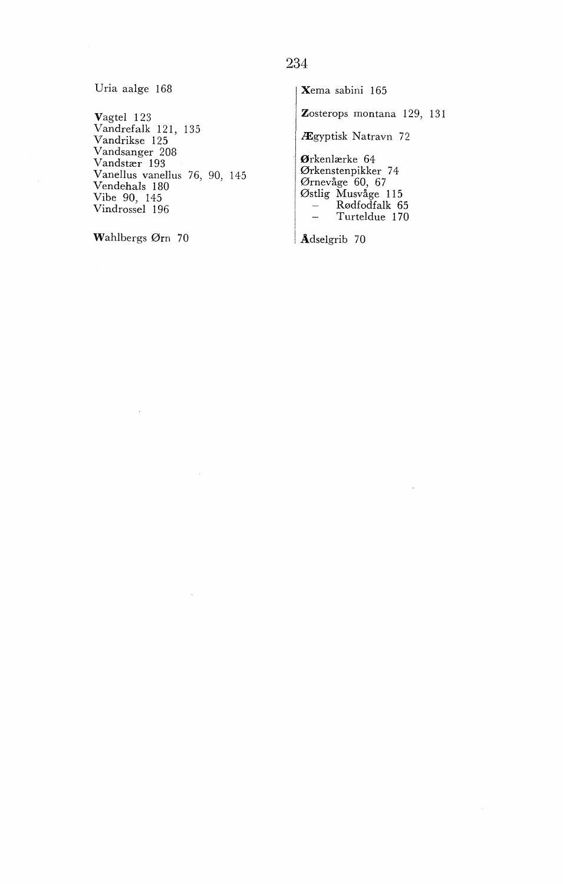Uria aalge 168

**V**agtel 123
Vandrefalk 121, 135
Vandrikse 125
Vandsanger 208
Vandstær 193
Vanellus vanellus 76, 90, 145
Vendehals 180
Vibe 90, 145
Vindrossel 196

**W**ahlbergs Ørn 70

**X**ema sabini 165

**Z**osterops montana 129, 131

**Æ**gyptisk Natravn 72

**Ø**rkenlærke 64
Ørkenstenpikker 74
Ørnevåge 60, 67
Østlig Musvåge 115
 – Rødfodfalk 65
 – Turteldue 170

**Å**dselgrib 70